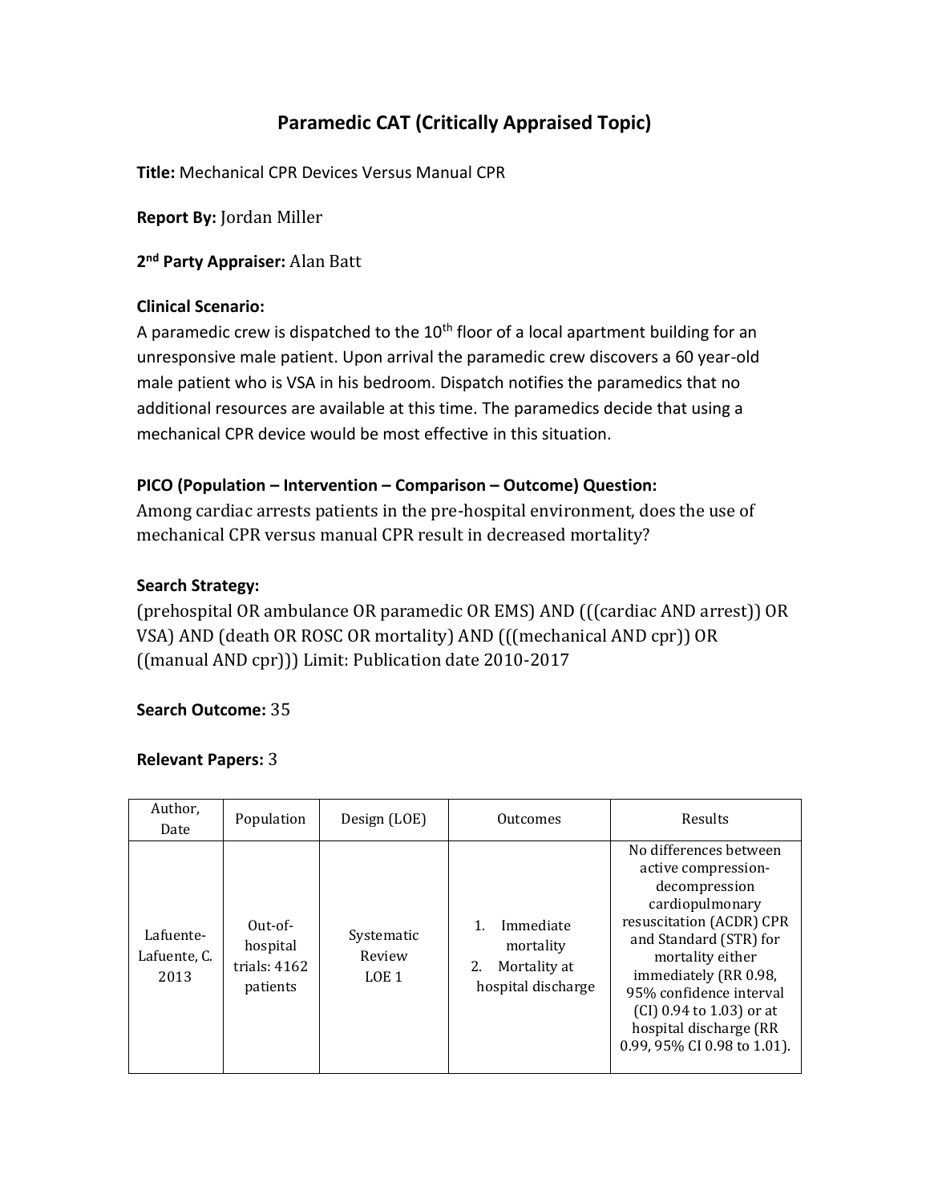# Paramedic CAT (Critically Appraised Topic)

**Title:** Mechanical CPR Devices Versus Manual CPR

**Report By:** Jordan Miller

**2nd Party Appraiser:** Alan Batt

**Clinical Scenario:**

A paramedic crew is dispatched to the 10th floor of a local apartment building for an unresponsive male patient. Upon arrival the paramedic crew discovers a 60 year-old male patient who is VSA in his bedroom. Dispatch notifies the paramedics that no additional resources are available at this time. The paramedics decide that using a mechanical CPR device would be most effective in this situation.

**PICO (Population – Intervention – Comparison – Outcome) Question:**

Among cardiac arrests patients in the pre-hospital environment, does the use of mechanical CPR versus manual CPR result in decreased mortality?

**Search Strategy:**

(prehospital OR ambulance OR paramedic OR EMS) AND (((cardiac AND arrest)) OR VSA) AND (death OR ROSC OR mortality) AND (((mechanical AND cpr)) OR ((manual AND cpr))) Limit: Publication date 2010-2017

**Search Outcome:** 35

**Relevant Papers:** 3

| Author, Date | Population | Design (LOE) | Outcomes | Results |
|---|---|---|---|---|
| Lafuente-Lafuente, C. 2013 | Out-of-hospital trials: 4162 patients | Systematic Review LOE 1 | 1. Immediate mortality<br>2. Mortality at hospital discharge | No differences between active compression-decompression cardiopulmonary resuscitation (ACDR) CPR and Standard (STR) for mortality either immediately (RR 0.98, 95% confidence interval (CI) 0.94 to 1.03) or at hospital discharge (RR 0.99, 95% CI 0.98 to 1.01). |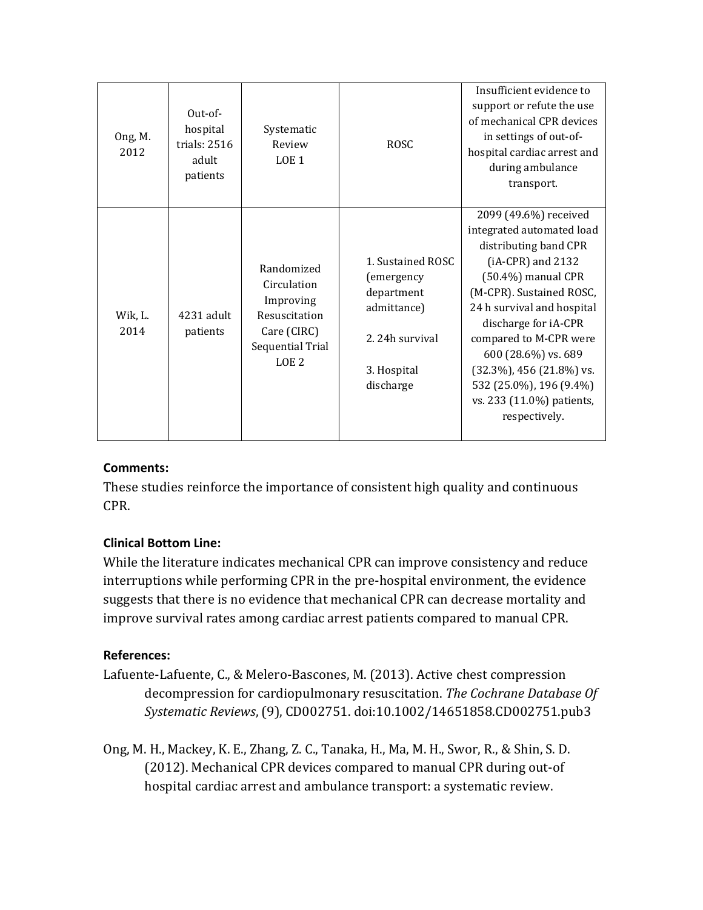| Ong, M. 2012 | Out-of-hospital trials: 2516 adult patients | Systematic Review LOE 1 | ROSC | Insufficient evidence to support or refute the use of mechanical CPR devices in settings of out-of-hospital cardiac arrest and during ambulance transport. |
|---|---|---|---|---|
| Wik, L. 2014 | 4231 adult patients | Randomized Circulation Improving Resuscitation Care (CIRC) Sequential Trial LOE 2 | 1. Sustained ROSC (emergency department admittance)<br><br>2. 24h survival<br><br>3. Hospital discharge | 2099 (49.6%) received integrated automated load distributing band CPR (iA-CPR) and 2132 (50.4%) manual CPR (M-CPR). Sustained ROSC, 24 h survival and hospital discharge for iA-CPR compared to M-CPR were 600 (28.6%) vs. 689 (32.3%), 456 (21.8%) vs. 532 (25.0%), 196 (9.4%) vs. 233 (11.0%) patients, respectively. |

**Comments:**

These studies reinforce the importance of consistent high quality and continuous CPR.

**Clinical Bottom Line:**

While the literature indicates mechanical CPR can improve consistency and reduce interruptions while performing CPR in the pre-hospital environment, the evidence suggests that there is no evidence that mechanical CPR can decrease mortality and improve survival rates among cardiac arrest patients compared to manual CPR.

**References:**

Lafuente-Lafuente, C., & Melero-Bascones, M. (2013). Active chest compression decompression for cardiopulmonary resuscitation. *The Cochrane Database Of Systematic Reviews*, (9), CD002751. doi:10.1002/14651858.CD002751.pub3

Ong, M. H., Mackey, K. E., Zhang, Z. C., Tanaka, H., Ma, M. H., Swor, R., & Shin, S. D. (2012). Mechanical CPR devices compared to manual CPR during out-of hospital cardiac arrest and ambulance transport: a systematic review.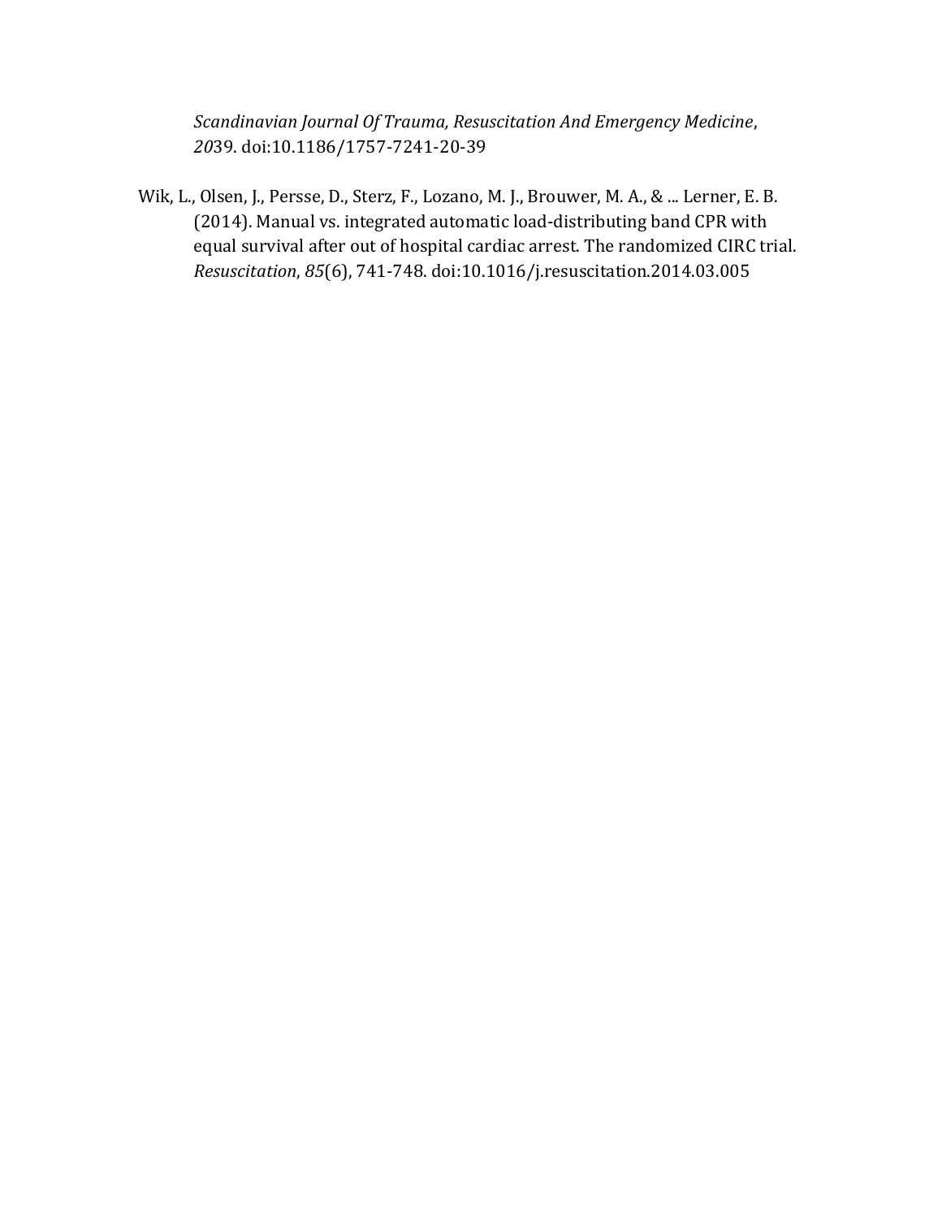*Scandinavian Journal Of Trauma, Resuscitation And Emergency Medicine*, *20*39. doi:10.1186/1757-7241-20-39

Wik, L., Olsen, J., Persse, D., Sterz, F., Lozano, M. J., Brouwer, M. A., & ... Lerner, E. B. (2014). Manual vs. integrated automatic load-distributing band CPR with equal survival after out of hospital cardiac arrest. The randomized CIRC trial. *Resuscitation*, *85*(6), 741-748. doi:10.1016/j.resuscitation.2014.03.005